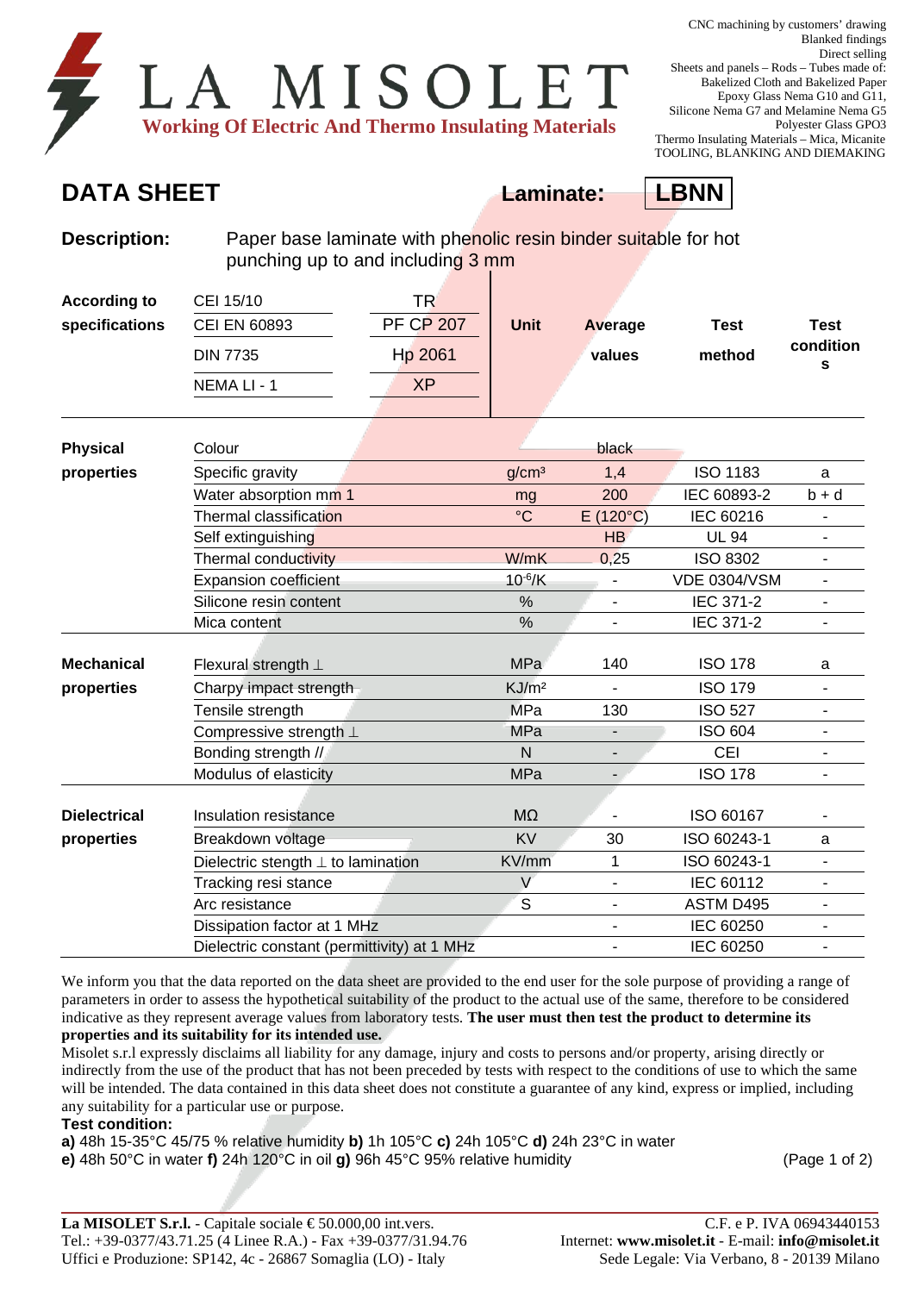# LA MISOLET

**Working Of Electric And Thermo Insulating Materials**

CNC machining by customers' drawing
Blanked findings
Direct selling
Sheets and panels – Rods – Tubes made of:
Bakelized Cloth and Bakelized Paper
Epoxy Glass Nema G10 and G11,
Silicone Nema G7 and Melamine Nema G5
Polyester Glass GPO3
Thermo Insulating Materials – Mica, Micanite
TOOLING, BLANKING AND DIEMAKING

## DATA SHEET

**Laminate: LBNN**

**Description:** Paper base laminate with phenolic resin binder suitable for hot punching up to and including 3 mm

| **According to specifications** | | | **Unit** | **Average values** | **Test method** | **Test conditions** |
|---|---|---|---|---|---|---|
| | CEI 15/10 | TR | | | | |
| | CEI EN 60893 | PF CP 207 | | | | |
| | DIN 7735 | Hp 2061 | | | | |
| | NEMA LI - 1 | XP | | | | |
| **Physical properties** | Colour | | | black | | |
| | Specific gravity | | g/cm³ | 1,4 | ISO 1183 | a |
| | Water absorption mm 1 | | mg | 200 | IEC 60893-2 | b + d |
| | Thermal classification | | °C | E (120°C) | IEC 60216 | - |
| | Self extinguishing | | | HB | UL 94 | - |
| | Thermal conductivity | | W/mK | 0,25 | ISO 8302 | - |
| | Expansion coefficient | | $10^{-6}$/K | - | VDE 0304/VSM | - |
| | Silicone resin content | | % | - | IEC 371-2 | - |
| | Mica content | | % | - | IEC 371-2 | - |
| **Mechanical properties** | Flexural strength ⊥ | | MPa | 140 | ISO 178 | a |
| | Charpy impact strength | | KJ/m² | - | ISO 179 | - |
| | Tensile strength | | MPa | 130 | ISO 527 | - |
| | Compressive strength ⊥ | | MPa | - | ISO 604 | - |
| | Bonding strength // | | N | - | CEI | - |
| | Modulus of elasticity | | MPa | - | ISO 178 | - |
| **Dielectrical properties** | Insulation resistance | | MΩ | - | ISO 60167 | - |
| | Breakdown voltage | | KV | 30 | ISO 60243-1 | a |
| | Dielectric stength ⊥ to lamination | | KV/mm | 1 | ISO 60243-1 | - |
| | Tracking resi stance | | V | - | IEC 60112 | - |
| | Arc resistance | | S | - | ASTM D495 | - |
| | Dissipation factor at 1 MHz | | | - | IEC 60250 | - |
| | Dielectric constant (permittivity) at 1 MHz | | | - | IEC 60250 | - |

We inform you that the data reported on the data sheet are provided to the end user for the sole purpose of providing a range of parameters in order to assess the hypothetical suitability of the product to the actual use of the same, therefore to be considered indicative as they represent average values from laboratory tests. **The user must then test the product to determine its properties and its suitability for its intended use.**

Misolet s.r.l expressly disclaims all liability for any damage, injury and costs to persons and/or property, arising directly or indirectly from the use of the product that has not been preceded by tests with respect to the conditions of use to which the same will be intended. The data contained in this data sheet does not constitute a guarantee of any kind, express or implied, including any suitability for a particular use or purpose.

**Test condition:**

**a)** 48h 15-35°C 45/75 % relative humidity **b)** 1h 105°C **c)** 24h 105°C **d)** 24h 23°C in water
**e)** 48h 50°C in water **f)** 24h 120°C in oil **g)** 96h 45°C 95% relative humidity

**La MISOLET S.r.l.** - Capitale sociale € 50.000,00 int.vers. C.F. e P. IVA 06943440153
Tel.: +39-0377/43.71.25 (4 Linee R.A.) - Fax +39-0377/31.94.76 Internet: **www.misolet.it** - E-mail: **info@misolet.it**
Uffici e Produzione: SP142, 4c - 26867 Somaglia (LO) - Italy Sede Legale: Via Verbano, 8 - 20139 Milano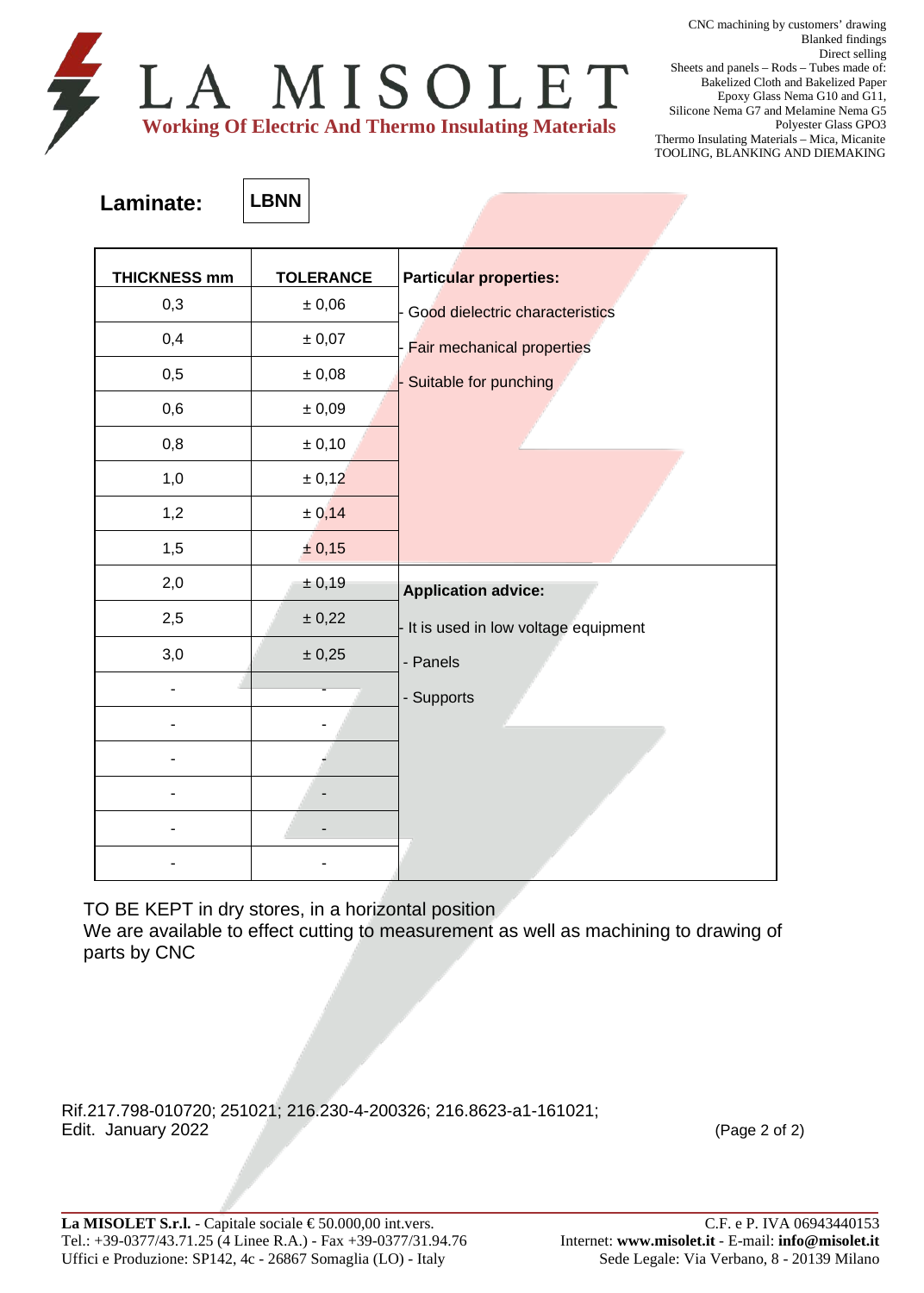# LA MISOLET

**Working Of Electric And Thermo Insulating Materials**

CNC machining by customers' drawing
Blanked findings
Direct selling
Sheets and panels – Rods – Tubes made of:
Bakelized Cloth and Bakelized Paper
Epoxy Glass Nema G10 and G11,
Silicone Nema G7 and Melamine Nema G5
Polyester Glass GPO3
Thermo Insulating Materials – Mica, Micanite
TOOLING, BLANKING AND DIEMAKING

## Laminate: LBNN

| THICKNESS mm | TOLERANCE |
|---|---|
| 0,3 | ± 0,06 |
| 0,4 | ± 0,07 |
| 0,5 | ± 0,08 |
| 0,6 | ± 0,09 |
| 0,8 | ± 0,10 |
| 1,0 | ± 0,12 |
| 1,2 | ± 0,14 |
| 1,5 | ± 0,15 |
| 2,0 | ± 0,19 |
| 2,5 | ± 0,22 |
| 3,0 | ± 0,25 |
| - | - |
| - | - |
| - | - |
| - | - |
| - | - |
| - | - |

**Particular properties:**

- Good dielectric characteristics
- Fair mechanical properties
- Suitable for punching

**Application advice:**

- It is used in low voltage equipment
- Panels
- Supports

TO BE KEPT in dry stores, in a horizontal position
We are available to effect cutting to measurement as well as machining to drawing of parts by CNC

Rif.217.798-010720; 251021; 216.230-4-200326; 216.8623-a1-161021;
Edit. January 2022

**La MISOLET S.r.l.** - Capitale sociale € 50.000,00 int.vers.
Tel.: +39-0377/43.71.25 (4 Linee R.A.) - Fax +39-0377/31.94.76
Uffici e Produzione: SP142, 4c - 26867 Somaglia (LO) - Italy

C.F. e P. IVA 06943440153
Internet: **www.misolet.it** - E-mail: **info@misolet.it**
Sede Legale: Via Verbano, 8 - 20139 Milano